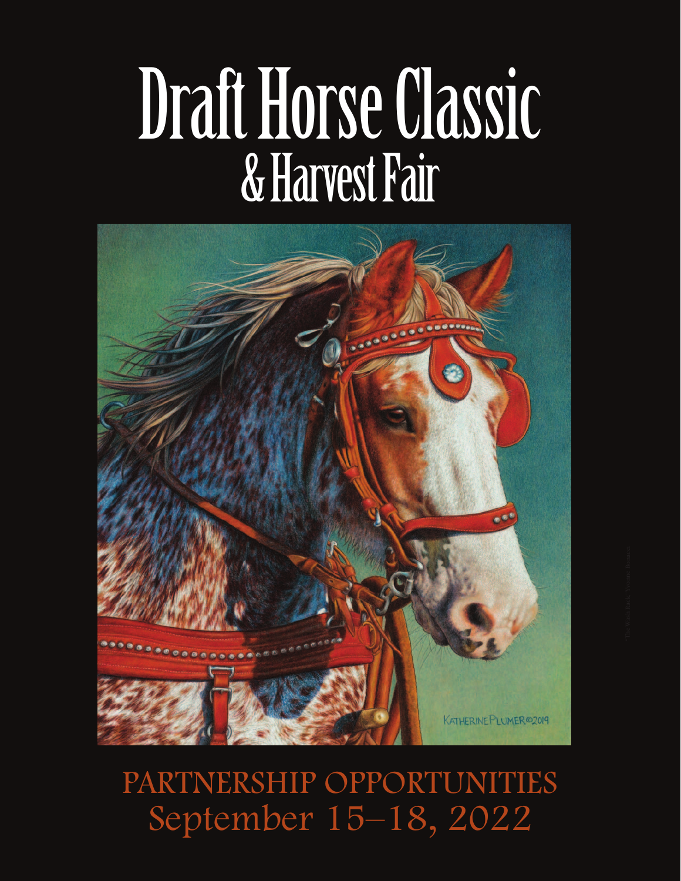# Draft Horse Classic
## & Harvest Fair

PARTNERSHIP OPPORTUNITIES
September 15–18, 2022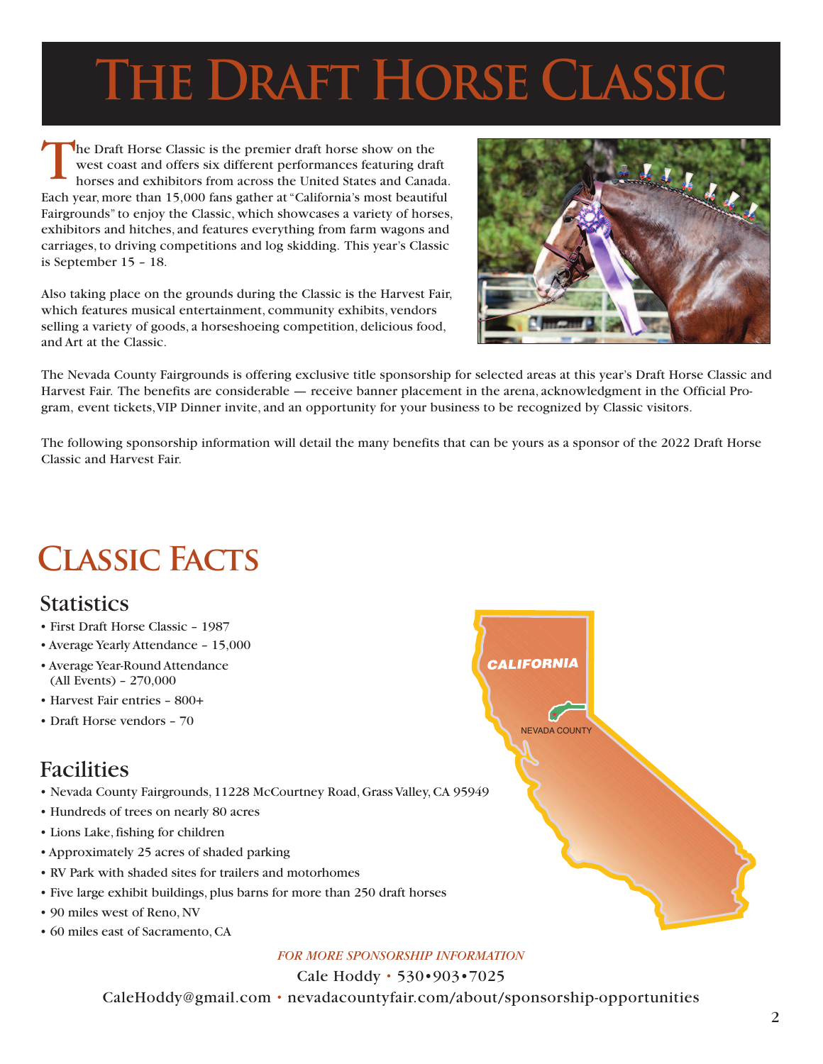# The Draft Horse Classic

The Draft Horse Classic is the premier draft horse show on the west coast and offers six different performances featuring draft horses and exhibitors from across the United States and Canada. Each year, more than 15,000 fans gather at "California's most beautiful Fairgrounds" to enjoy the Classic, which showcases a variety of horses, exhibitors and hitches, and features everything from farm wagons and carriages, to driving competitions and log skidding. This year's Classic is September 15 – 18.

Also taking place on the grounds during the Classic is the Harvest Fair, which features musical entertainment, community exhibits, vendors selling a variety of goods, a horseshoeing competition, delicious food, and Art at the Classic.

The Nevada County Fairgrounds is offering exclusive title sponsorship for selected areas at this year's Draft Horse Classic and Harvest Fair. The benefits are considerable — receive banner placement in the arena, acknowledgment in the Official Program, event tickets, VIP Dinner invite, and an opportunity for your business to be recognized by Classic visitors.

The following sponsorship information will detail the many benefits that can be yours as a sponsor of the 2022 Draft Horse Classic and Harvest Fair.

## Classic Facts

### Statistics

- First Draft Horse Classic – 1987
- Average Yearly Attendance – 15,000
- Average Year-Round Attendance (All Events) – 270,000
- Harvest Fair entries – 800+
- Draft Horse vendors – 70

### Facilities

- Nevada County Fairgrounds, 11228 McCourtney Road, Grass Valley, CA 95949
- Hundreds of trees on nearly 80 acres
- Lions Lake, fishing for children
- Approximately 25 acres of shaded parking
- RV Park with shaded sites for trailers and motorhomes
- Five large exhibit buildings, plus barns for more than 250 draft horses
- 90 miles west of Reno, NV
- 60 miles east of Sacramento, CA

CALIFORNIA

NEVADA COUNTY

*FOR MORE SPONSORSHIP INFORMATION*

Cale Hoddy • 530•903•7025

CaleHoddy@gmail.com • nevadacountyfair.com/about/sponsorship-opportunities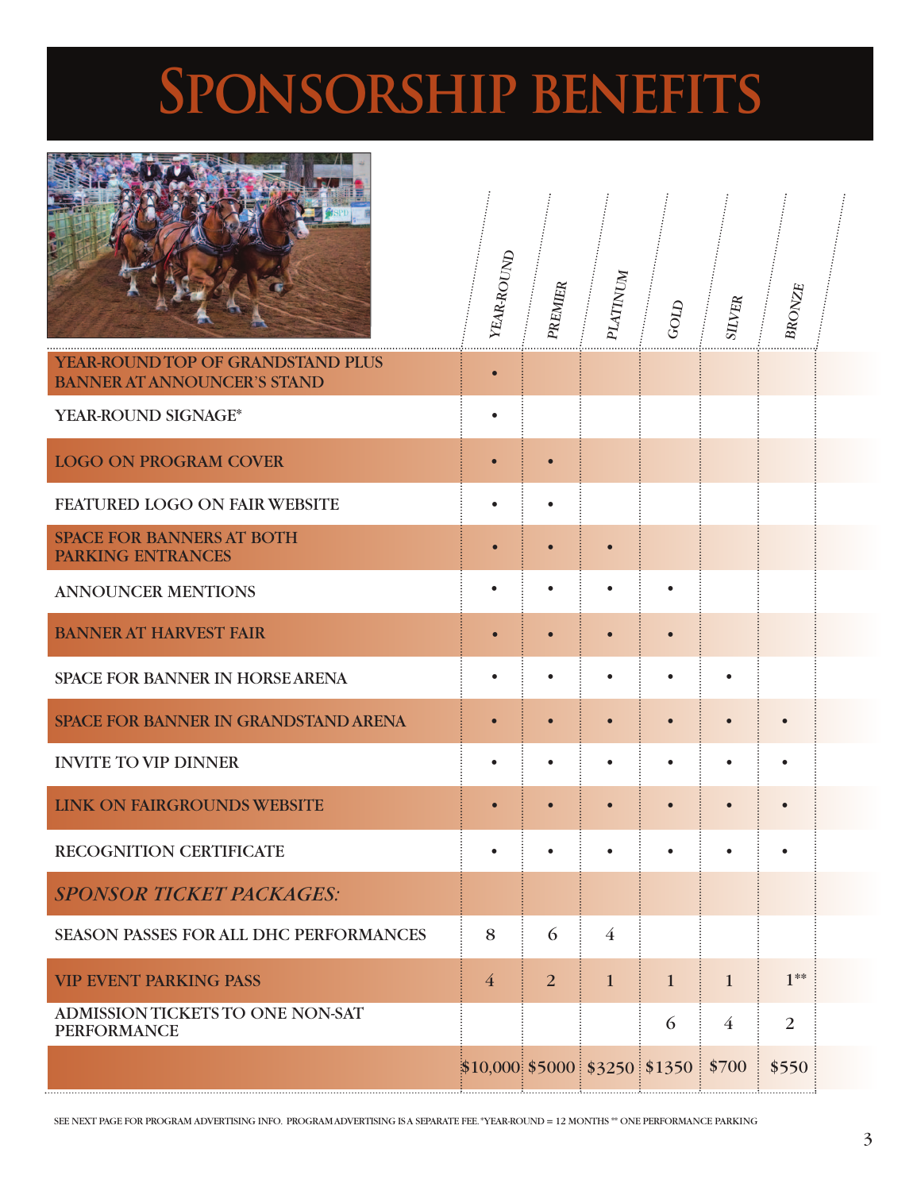# SPONSORSHIP BENEFITS

| | YEAR-ROUND | PREMIER | PLATINUM | GOLD | SILVER | BRONZE |
|---|---|---|---|---|---|---|
| YEAR-ROUND TOP OF GRANDSTAND PLUS BANNER AT ANNOUNCER'S STAND | • | | | | | |
| YEAR-ROUND SIGNAGE* | • | | | | | |
| LOGO ON PROGRAM COVER | • | • | | | | |
| FEATURED LOGO ON FAIR WEBSITE | • | • | | | | |
| SPACE FOR BANNERS AT BOTH PARKING ENTRANCES | • | • | • | | | |
| ANNOUNCER MENTIONS | • | • | • | • | | |
| BANNER AT HARVEST FAIR | • | • | • | • | | |
| SPACE FOR BANNER IN HORSE ARENA | • | • | • | • | • | |
| SPACE FOR BANNER IN GRANDSTAND ARENA | • | • | • | • | • | • |
| INVITE TO VIP DINNER | • | • | • | • | • | • |
| LINK ON FAIRGROUNDS WEBSITE | • | • | • | • | • | • |
| RECOGNITION CERTIFICATE | • | • | • | • | • | • |
| *SPONSOR TICKET PACKAGES:* | | | | | | |
| SEASON PASSES FOR ALL DHC PERFORMANCES | 8 | 6 | 4 | | | |
| VIP EVENT PARKING PASS | 4 | 2 | 1 | 1 | 1 | 1** |
| ADMISSION TICKETS TO ONE NON-SAT PERFORMANCE | | | | 6 | 4 | 2 |
| | $10,000 | $5000 | $3250 | $1350 | $700 | $550 |

SEE NEXT PAGE FOR PROGRAM ADVERTISING INFO. PROGRAM ADVERTISING IS A SEPARATE FEE. *YEAR-ROUND = 12 MONTHS ** ONE PERFORMANCE PARKING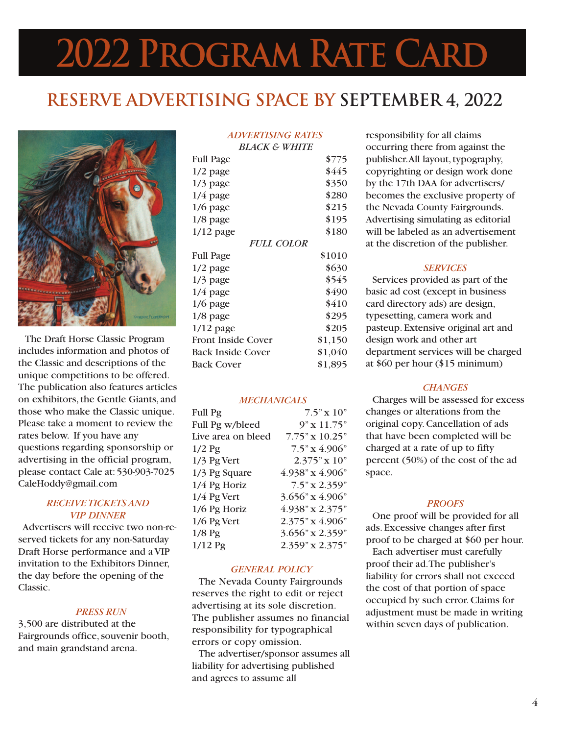# 2022 Program Rate Card

## RESERVE ADVERTISING SPACE BY SEPTEMBER 4, 2022

The Draft Horse Classic Program includes information and photos of the Classic and descriptions of the unique competitions to be offered. The publication also features articles on exhibitors, the Gentle Giants, and those who make the Classic unique. Please take a moment to review the rates below. If you have any questions regarding sponsorship or advertising in the official program, please contact Cale at: 530-903-7025 CaleHoddy@gmail.com

### *RECEIVE TICKETS AND VIP DINNER*

Advertisers will receive two non-reserved tickets for any non-Saturday Draft Horse performance and a VIP invitation to the Exhibitors Dinner, the day before the opening of the Classic.

### *PRESS RUN*

3,500 are distributed at the Fairgrounds office, souvenir booth, and main grandstand arena.

### *ADVERTISING RATES*

| *BLACK & WHITE* | |
|---|---|
| Full Page | $775 |
| 1/2 page | $445 |
| 1/3 page | $350 |
| 1/4 page | $280 |
| 1/6 page | $215 |
| 1/8 page | $195 |
| 1/12 page | $180 |
| *FULL COLOR* | |
| Full Page | $1010 |
| 1/2 page | $630 |
| 1/3 page | $545 |
| 1/4 page | $490 |
| 1/6 page | $410 |
| 1/8 page | $295 |
| 1/12 page | $205 |
| Front Inside Cover | $1,150 |
| Back Inside Cover | $1,040 |
| Back Cover | $1,895 |

### *MECHANICALS*

| | |
|---|---|
| Full Pg | 7.5" x 10" |
| Full Pg w/bleed | 9" x 11.75" |
| Live area on bleed | 7.75" x 10.25" |
| 1/2 Pg | 7.5" x 4.906" |
| 1/3 Pg Vert | 2.375" x 10" |
| 1/3 Pg Square | 4.938" x 4.906" |
| 1/4 Pg Horiz | 7.5" x 2.359" |
| 1/4 Pg Vert | 3.656" x 4.906" |
| 1/6 Pg Horiz | 4.938" x 2.375" |
| 1/6 Pg Vert | 2.375" x 4.906" |
| 1/8 Pg | 3.656" x 2.359" |
| 1/12 Pg | 2.359" x 2.375" |

### *GENERAL POLICY*

The Nevada County Fairgrounds reserves the right to edit or reject advertising at its sole discretion. The publisher assumes no financial responsibility for typographical errors or copy omission.

The advertiser/sponsor assumes all liability for advertising published and agrees to assume all responsibility for all claims occurring there from against the publisher. All layout, typography, copyrighting or design work done by the 17th DAA for advertisers/ becomes the exclusive property of the Nevada County Fairgrounds. Advertising simulating as editorial will be labeled as an advertisement at the discretion of the publisher.

### *SERVICES*

Services provided as part of the basic ad cost (except in business card directory ads) are design, typesetting, camera work and pasteup. Extensive original art and design work and other art department services will be charged at $60 per hour ($15 minimum)

### *CHANGES*

Charges will be assessed for excess changes or alterations from the original copy. Cancellation of ads that have been completed will be charged at a rate of up to fifty percent (50%) of the cost of the ad space.

### *PROOFS*

One proof will be provided for all ads. Excessive changes after first proof to be charged at $60 per hour.

Each advertiser must carefully proof their ad. The publisher's liability for errors shall not exceed the cost of that portion of space occupied by such error. Claims for adjustment must be made in writing within seven days of publication.